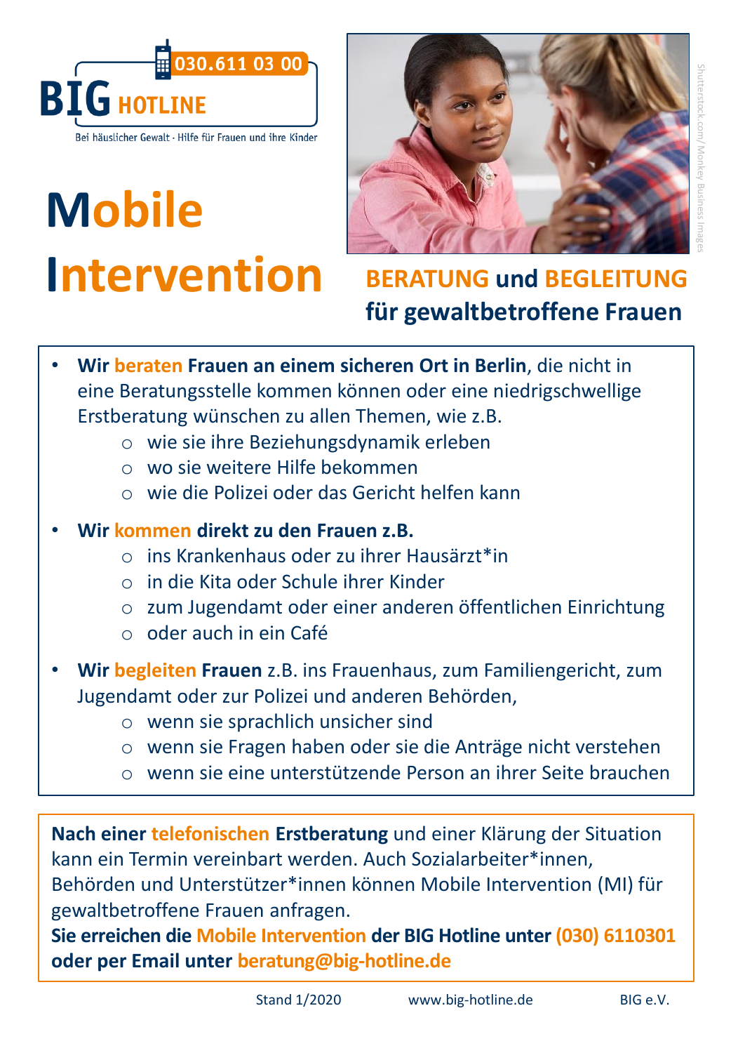030.611 03 00

**BIG HOTLINE**

Bei häuslicher Gewalt · Hilfe für Frauen und ihre Kinder

# Mobile Intervention

## BERATUNG und BEGLEITUNG für gewaltbetroffene Frauen

Shutterstock.com/ Monkey Business Images

- **Wir beraten Frauen an einem sicheren Ort in Berlin**, die nicht in eine Beratungsstelle kommen können oder eine niedrigschwellige Erstberatung wünschen zu allen Themen, wie z.B.
  - wie sie ihre Beziehungsdynamik erleben
  - wo sie weitere Hilfe bekommen
  - wie die Polizei oder das Gericht helfen kann
- **Wir kommen direkt zu den Frauen z.B.**
  - ins Krankenhaus oder zu ihrer Hausärzt*in
  - in die Kita oder Schule ihrer Kinder
  - zum Jugendamt oder einer anderen öffentlichen Einrichtung
  - oder auch in ein Café
- **Wir begleiten Frauen** z.B. ins Frauenhaus, zum Familiengericht, zum Jugendamt oder zur Polizei und anderen Behörden,
  - wenn sie sprachlich unsicher sind
  - wenn sie Fragen haben oder sie die Anträge nicht verstehen
  - wenn sie eine unterstützende Person an ihrer Seite brauchen

**Nach einer telefonischen Erstberatung** und einer Klärung der Situation kann ein Termin vereinbart werden. Auch Sozialarbeiter*innen, Behörden und Unterstützer*innen können Mobile Intervention (MI) für gewaltbetroffene Frauen anfragen.
**Sie erreichen die Mobile Intervention der BIG Hotline unter (030) 6110301 oder per Email unter beratung@big-hotline.de**

Stand 1/2020 www.big-hotline.de BIG e.V.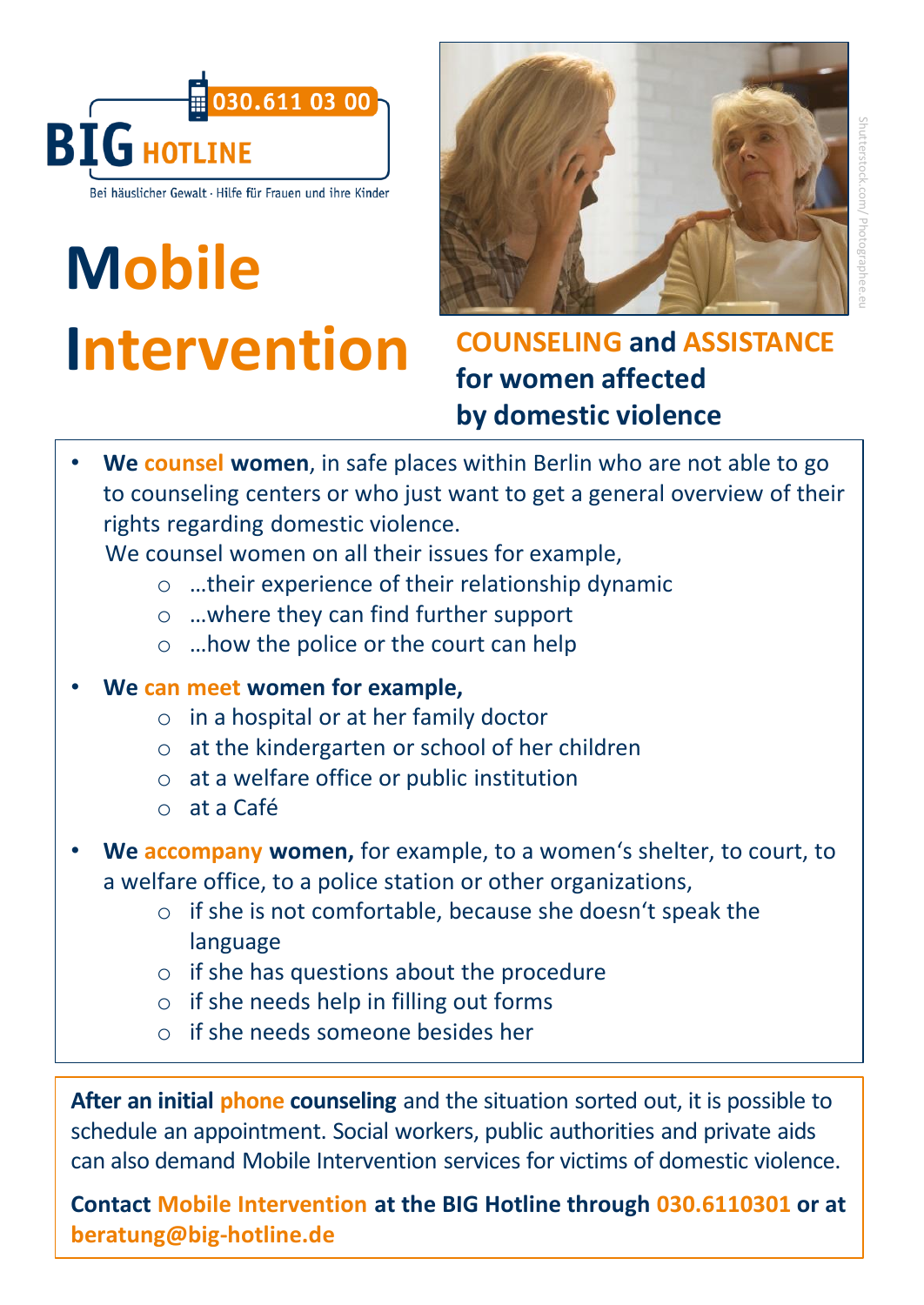030.611 03 00

**BIG HOTLINE**

Bei häuslicher Gewalt · Hilfe für Frauen und ihre Kinder

# Mobile Intervention

Shutterstock.com/ Photographee.eu

## COUNSELING and ASSISTANCE for women affected by domestic violence

- **We counsel women**, in safe places within Berlin who are not able to go to counseling centers or who just want to get a general overview of their rights regarding domestic violence.
  We counsel women on all their issues for example,
  - …their experience of their relationship dynamic
  - …where they can find further support
  - …how the police or the court can help
- **We can meet women for example,**
  - in a hospital or at her family doctor
  - at the kindergarten or school of her children
  - at a welfare office or public institution
  - at a Café
- **We accompany women,** for example, to a women's shelter, to court, to a welfare office, to a police station or other organizations,
  - if she is not comfortable, because she doesn't speak the language
  - if she has questions about the procedure
  - if she needs help in filling out forms
  - if she needs someone besides her

**After an initial phone counseling** and the situation sorted out, it is possible to schedule an appointment. Social workers, public authorities and private aids can also demand Mobile Intervention services for victims of domestic violence.

**Contact Mobile Intervention at the BIG Hotline through 030.6110301 or at beratung@big-hotline.de**